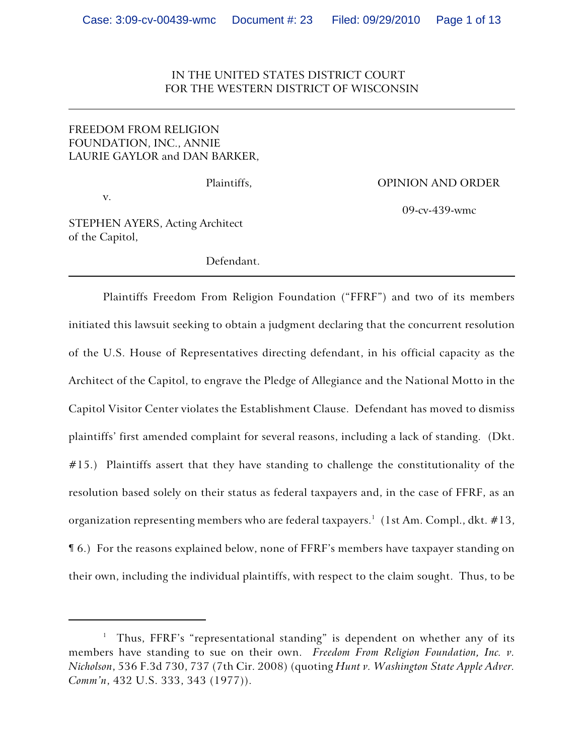IN THE UNITED STATES DISTRICT COURT
FOR THE WESTERN DISTRICT OF WISCONSIN

---

FREEDOM FROM RELIGION FOUNDATION, INC., ANNIE LAURIE GAYLOR and DAN BARKER,

Plaintiffs,

v.

STEPHEN AYERS, Acting Architect of the Capitol,

Defendant.

OPINION AND ORDER

09-cv-439-wmc

---

Plaintiffs Freedom From Religion Foundation ("FFRF") and two of its members initiated this lawsuit seeking to obtain a judgment declaring that the concurrent resolution of the U.S. House of Representatives directing defendant, in his official capacity as the Architect of the Capitol, to engrave the Pledge of Allegiance and the National Motto in the Capitol Visitor Center violates the Establishment Clause. Defendant has moved to dismiss plaintiffs' first amended complaint for several reasons, including a lack of standing. (Dkt. #15.) Plaintiffs assert that they have standing to challenge the constitutionality of the resolution based solely on their status as federal taxpayers and, in the case of FFRF, as an organization representing members who are federal taxpayers.[1] (1st Am. Compl., dkt. #13, ¶ 6.) For the reasons explained below, none of FFRF's members have taxpayer standing on their own, including the individual plaintiffs, with respect to the claim sought. Thus, to be

---

[1] Thus, FFRF's "representational standing" is dependent on whether any of its members have standing to sue on their own. *Freedom From Religion Foundation, Inc. v. Nicholson*, 536 F.3d 730, 737 (7th Cir. 2008) (quoting *Hunt v. Washington State Apple Adver. Comm'n*, 432 U.S. 333, 343 (1977)).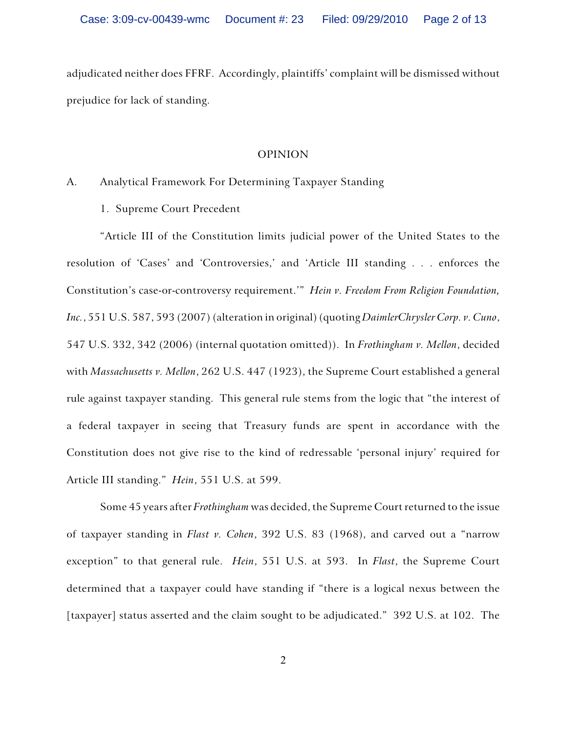adjudicated neither does FFRF. Accordingly, plaintiffs' complaint will be dismissed without prejudice for lack of standing.

## OPINION

### A. Analytical Framework For Determining Taxpayer Standing

#### 1. Supreme Court Precedent

"Article III of the Constitution limits judicial power of the United States to the resolution of 'Cases' and 'Controversies,' and 'Article III standing . . . enforces the Constitution's case-or-controversy requirement.'" *Hein v. Freedom From Religion Foundation, Inc.*, 551 U.S. 587, 593 (2007) (alteration in original) (quoting *DaimlerChrysler Corp. v. Cuno*, 547 U.S. 332, 342 (2006) (internal quotation omitted)). In *Frothingham v. Mellon*, decided with *Massachusetts v. Mellon*, 262 U.S. 447 (1923), the Supreme Court established a general rule against taxpayer standing. This general rule stems from the logic that "the interest of a federal taxpayer in seeing that Treasury funds are spent in accordance with the Constitution does not give rise to the kind of redressable 'personal injury' required for Article III standing." *Hein*, 551 U.S. at 599.

Some 45 years after *Frothingham* was decided, the Supreme Court returned to the issue of taxpayer standing in *Flast v. Cohen*, 392 U.S. 83 (1968), and carved out a "narrow exception" to that general rule. *Hein*, 551 U.S. at 593. In *Flast*, the Supreme Court determined that a taxpayer could have standing if "there is a logical nexus between the [taxpayer] status asserted and the claim sought to be adjudicated." 392 U.S. at 102. The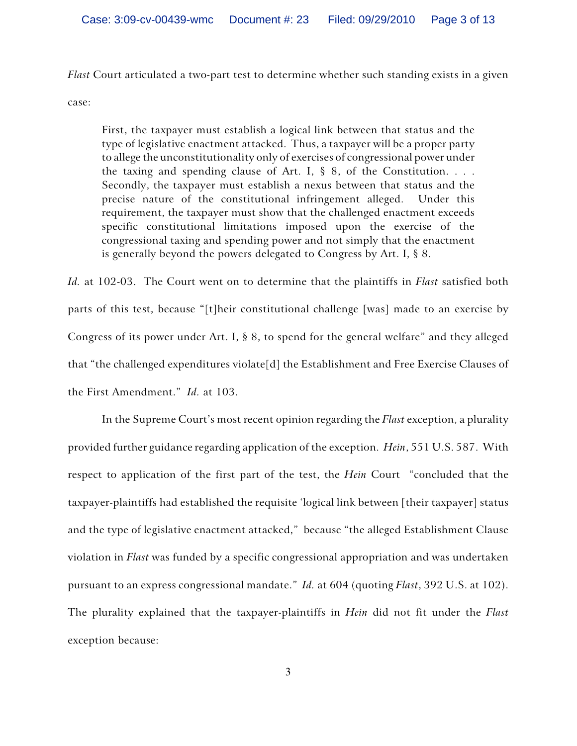*Flast* Court articulated a two-part test to determine whether such standing exists in a given case:

> First, the taxpayer must establish a logical link between that status and the type of legislative enactment attacked. Thus, a taxpayer will be a proper party to allege the unconstitutionality only of exercises of congressional power under the taxing and spending clause of Art. I, § 8, of the Constitution. . . . Secondly, the taxpayer must establish a nexus between that status and the precise nature of the constitutional infringement alleged. Under this requirement, the taxpayer must show that the challenged enactment exceeds specific constitutional limitations imposed upon the exercise of the congressional taxing and spending power and not simply that the enactment is generally beyond the powers delegated to Congress by Art. I, § 8.

*Id.* at 102-03. The Court went on to determine that the plaintiffs in *Flast* satisfied both parts of this test, because "[t]heir constitutional challenge [was] made to an exercise by Congress of its power under Art. I, § 8, to spend for the general welfare" and they alleged that "the challenged expenditures violate[d] the Establishment and Free Exercise Clauses of the First Amendment." *Id.* at 103.

In the Supreme Court's most recent opinion regarding the *Flast* exception, a plurality provided further guidance regarding application of the exception. *Hein*, 551 U.S. 587. With respect to application of the first part of the test, the *Hein* Court "concluded that the taxpayer-plaintiffs had established the requisite 'logical link between [their taxpayer] status and the type of legislative enactment attacked," because "the alleged Establishment Clause violation in *Flast* was funded by a specific congressional appropriation and was undertaken pursuant to an express congressional mandate." *Id.* at 604 (quoting *Flast*, 392 U.S. at 102). The plurality explained that the taxpayer-plaintiffs in *Hein* did not fit under the *Flast* exception because: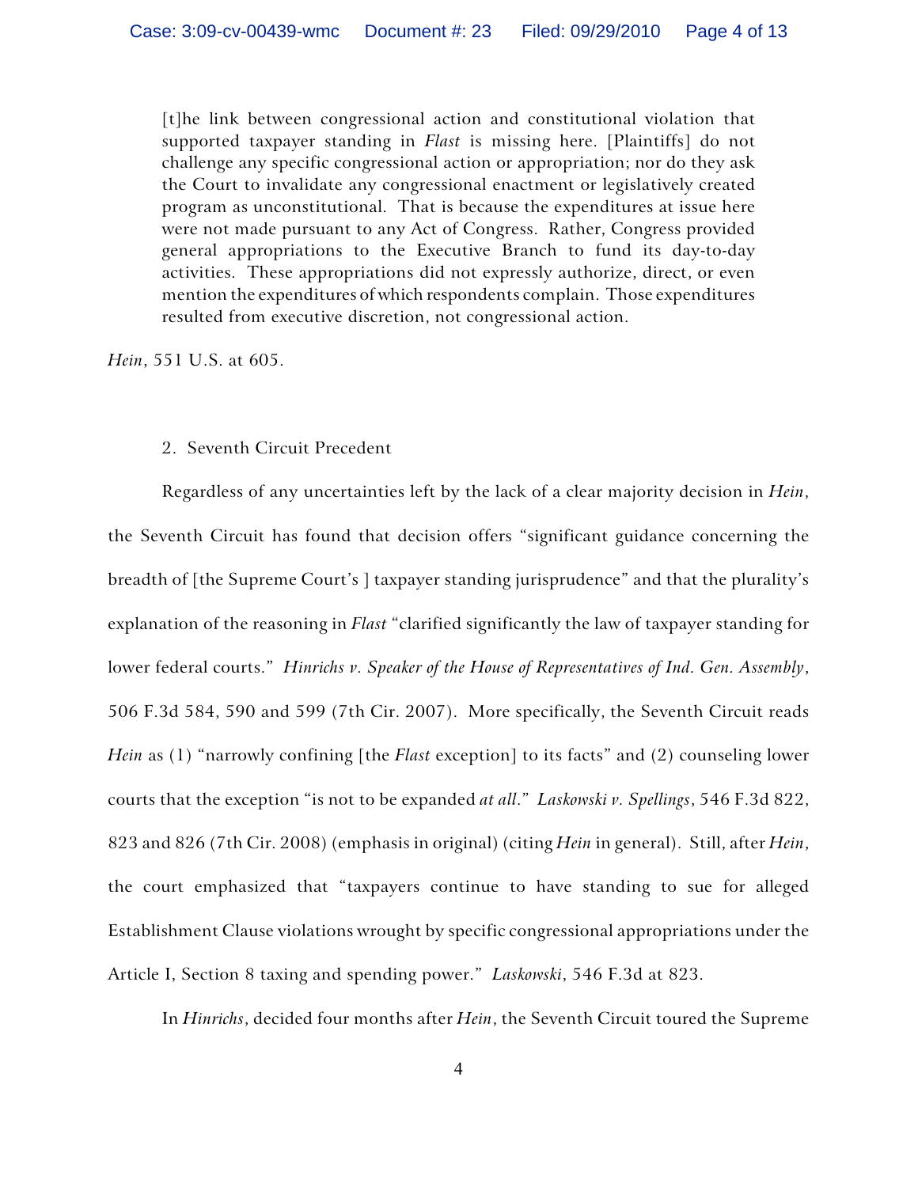> [t]he link between congressional action and constitutional violation that supported taxpayer standing in *Flast* is missing here. [Plaintiffs] do not challenge any specific congressional action or appropriation; nor do they ask the Court to invalidate any congressional enactment or legislatively created program as unconstitutional. That is because the expenditures at issue here were not made pursuant to any Act of Congress. Rather, Congress provided general appropriations to the Executive Branch to fund its day-to-day activities. These appropriations did not expressly authorize, direct, or even mention the expenditures of which respondents complain. Those expenditures resulted from executive discretion, not congressional action.

*Hein*, 551 U.S. at 605.

2. Seventh Circuit Precedent

Regardless of any uncertainties left by the lack of a clear majority decision in *Hein*, the Seventh Circuit has found that decision offers "significant guidance concerning the breadth of [the Supreme Court's ] taxpayer standing jurisprudence" and that the plurality's explanation of the reasoning in *Flast* "clarified significantly the law of taxpayer standing for lower federal courts." *Hinrichs v. Speaker of the House of Representatives of Ind. Gen. Assembly*, 506 F.3d 584, 590 and 599 (7th Cir. 2007). More specifically, the Seventh Circuit reads *Hein* as (1) "narrowly confining [the *Flast* exception] to its facts" and (2) counseling lower courts that the exception "is not to be expanded *at all*." *Laskowski v. Spellings*, 546 F.3d 822, 823 and 826 (7th Cir. 2008) (emphasis in original) (citing *Hein* in general). Still, after *Hein*, the court emphasized that "taxpayers continue to have standing to sue for alleged Establishment Clause violations wrought by specific congressional appropriations under the Article I, Section 8 taxing and spending power." *Laskowski*, 546 F.3d at 823.

In *Hinrichs*, decided four months after *Hein*, the Seventh Circuit toured the Supreme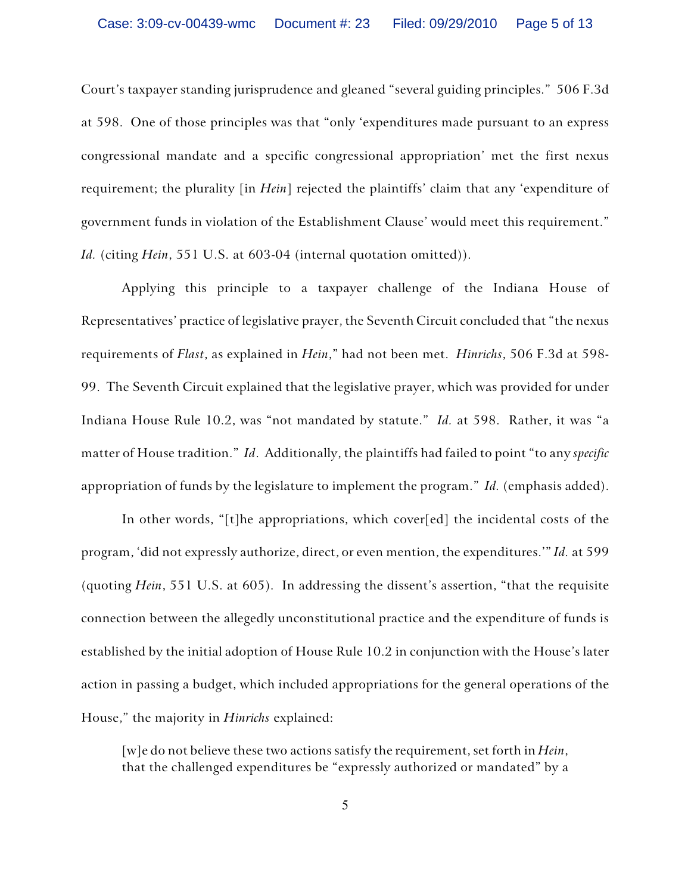Court's taxpayer standing jurisprudence and gleaned "several guiding principles." 506 F.3d at 598. One of those principles was that "only 'expenditures made pursuant to an express congressional mandate and a specific congressional appropriation' met the first nexus requirement; the plurality [in *Hein*] rejected the plaintiffs' claim that any 'expenditure of government funds in violation of the Establishment Clause' would meet this requirement." *Id.* (citing *Hein*, 551 U.S. at 603-04 (internal quotation omitted)).

Applying this principle to a taxpayer challenge of the Indiana House of Representatives' practice of legislative prayer, the Seventh Circuit concluded that "the nexus requirements of *Flast*, as explained in *Hein*," had not been met. *Hinrichs*, 506 F.3d at 598-99. The Seventh Circuit explained that the legislative prayer, which was provided for under Indiana House Rule 10.2, was "not mandated by statute." *Id.* at 598. Rather, it was "a matter of House tradition." *Id*. Additionally, the plaintiffs had failed to point "to any *specific* appropriation of funds by the legislature to implement the program." *Id.* (emphasis added).

In other words, "[t]he appropriations, which cover[ed] the incidental costs of the program, 'did not expressly authorize, direct, or even mention, the expenditures.'" *Id.* at 599 (quoting *Hein*, 551 U.S. at 605). In addressing the dissent's assertion, "that the requisite connection between the allegedly unconstitutional practice and the expenditure of funds is established by the initial adoption of House Rule 10.2 in conjunction with the House's later action in passing a budget, which included appropriations for the general operations of the House," the majority in *Hinrichs* explained:

> [w]e do not believe these two actions satisfy the requirement, set forth in *Hein*, that the challenged expenditures be "expressly authorized or mandated" by a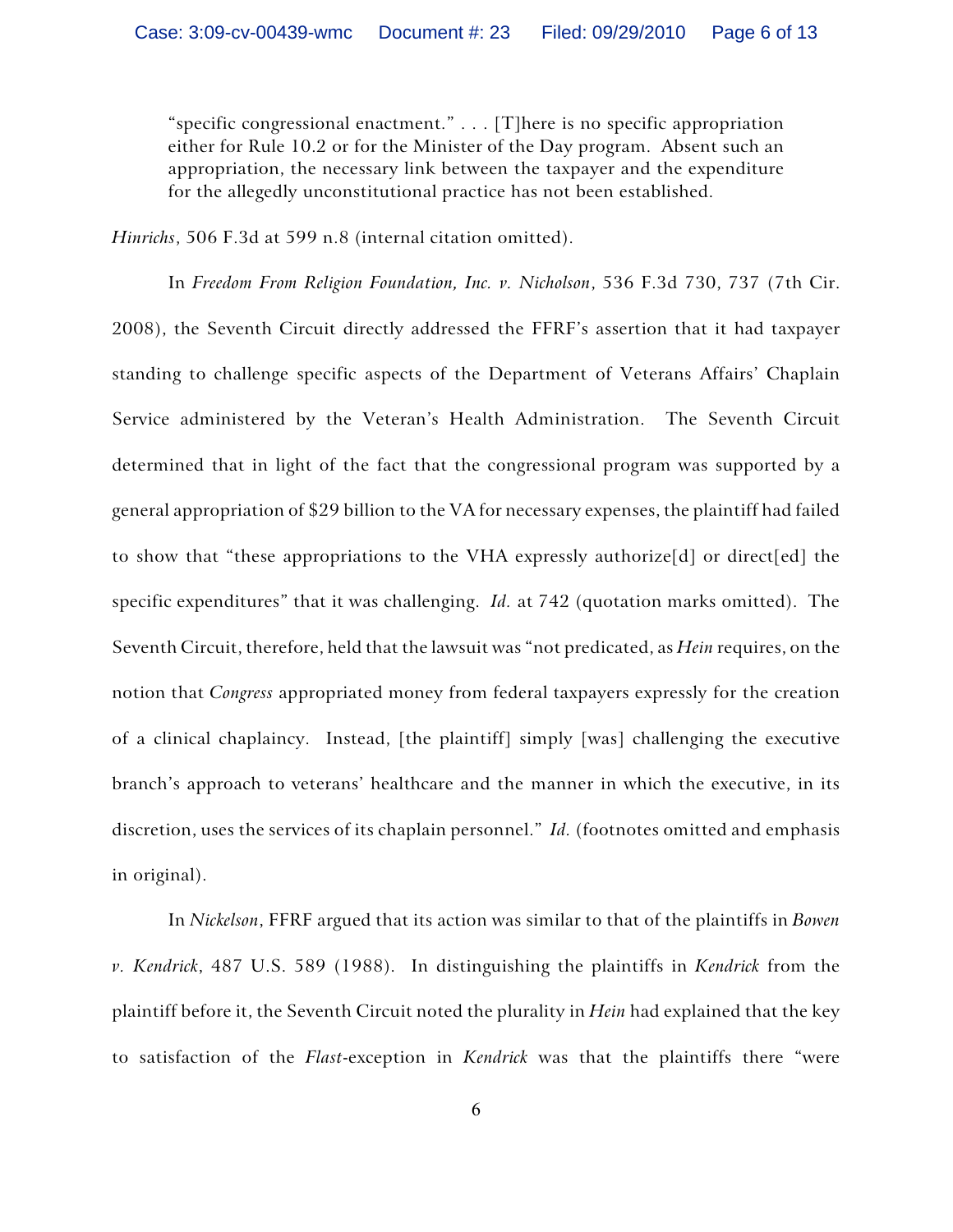> "specific congressional enactment." . . . [T]here is no specific appropriation either for Rule 10.2 or for the Minister of the Day program. Absent such an appropriation, the necessary link between the taxpayer and the expenditure for the allegedly unconstitutional practice has not been established.

*Hinrichs*, 506 F.3d at 599 n.8 (internal citation omitted).

In *Freedom From Religion Foundation, Inc. v. Nicholson*, 536 F.3d 730, 737 (7th Cir. 2008), the Seventh Circuit directly addressed the FFRF's assertion that it had taxpayer standing to challenge specific aspects of the Department of Veterans Affairs' Chaplain Service administered by the Veteran's Health Administration. The Seventh Circuit determined that in light of the fact that the congressional program was supported by a general appropriation of $29 billion to the VA for necessary expenses, the plaintiff had failed to show that "these appropriations to the VHA expressly authorize[d] or direct[ed] the specific expenditures" that it was challenging. *Id.* at 742 (quotation marks omitted). The Seventh Circuit, therefore, held that the lawsuit was "not predicated, as *Hein* requires, on the notion that *Congress* appropriated money from federal taxpayers expressly for the creation of a clinical chaplaincy. Instead, [the plaintiff] simply [was] challenging the executive branch's approach to veterans' healthcare and the manner in which the executive, in its discretion, uses the services of its chaplain personnel." *Id.* (footnotes omitted and emphasis in original).

In *Nickelson*, FFRF argued that its action was similar to that of the plaintiffs in *Bowen v. Kendrick*, 487 U.S. 589 (1988). In distinguishing the plaintiffs in *Kendrick* from the plaintiff before it, the Seventh Circuit noted the plurality in *Hein* had explained that the key to satisfaction of the *Flast*-exception in *Kendrick* was that the plaintiffs there "were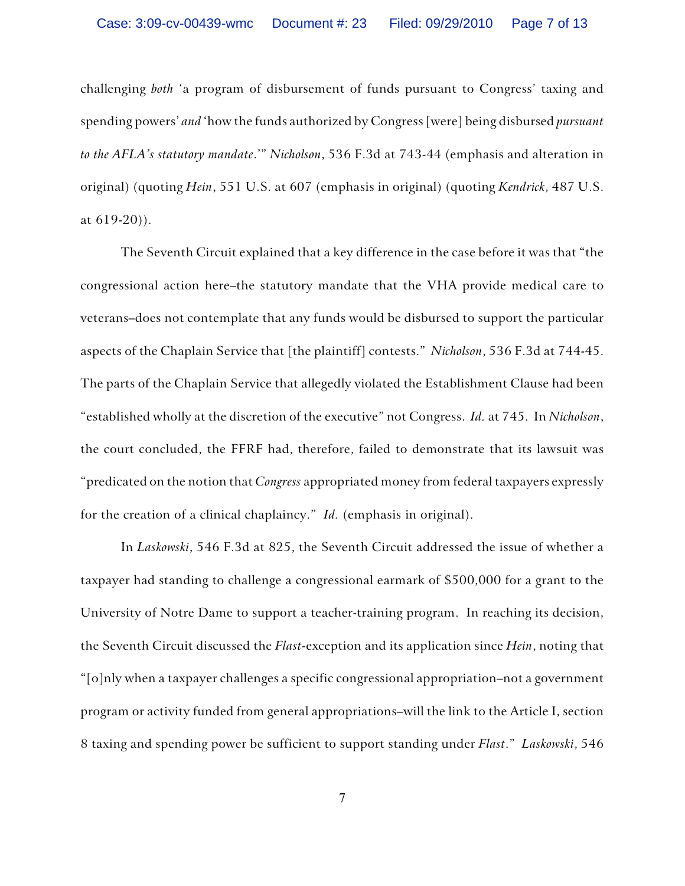challenging *both* 'a program of disbursement of funds pursuant to Congress' taxing and spending powers' *and* 'how the funds authorized by Congress [were] being disbursed *pursuant to the AFLA's statutory mandate*.'" *Nicholson*, 536 F.3d at 743-44 (emphasis and alteration in original) (quoting *Hein*, 551 U.S. at 607 (emphasis in original) (quoting *Kendrick*, 487 U.S. at 619-20)).

The Seventh Circuit explained that a key difference in the case before it was that "the congressional action here–the statutory mandate that the VHA provide medical care to veterans–does not contemplate that any funds would be disbursed to support the particular aspects of the Chaplain Service that [the plaintiff] contests." *Nicholson*, 536 F.3d at 744-45. The parts of the Chaplain Service that allegedly violated the Establishment Clause had been "established wholly at the discretion of the executive" not Congress. *Id.* at 745. In *Nicholson*, the court concluded, the FFRF had, therefore, failed to demonstrate that its lawsuit was "predicated on the notion that *Congress* appropriated money from federal taxpayers expressly for the creation of a clinical chaplaincy." *Id.* (emphasis in original).

In *Laskowski*, 546 F.3d at 825, the Seventh Circuit addressed the issue of whether a taxpayer had standing to challenge a congressional earmark of $500,000 for a grant to the University of Notre Dame to support a teacher-training program. In reaching its decision, the Seventh Circuit discussed the *Flast*-exception and its application since *Hein*, noting that "[o]nly when a taxpayer challenges a specific congressional appropriation–not a government program or activity funded from general appropriations–will the link to the Article I, section 8 taxing and spending power be sufficient to support standing under *Flast*." *Laskowski*, 546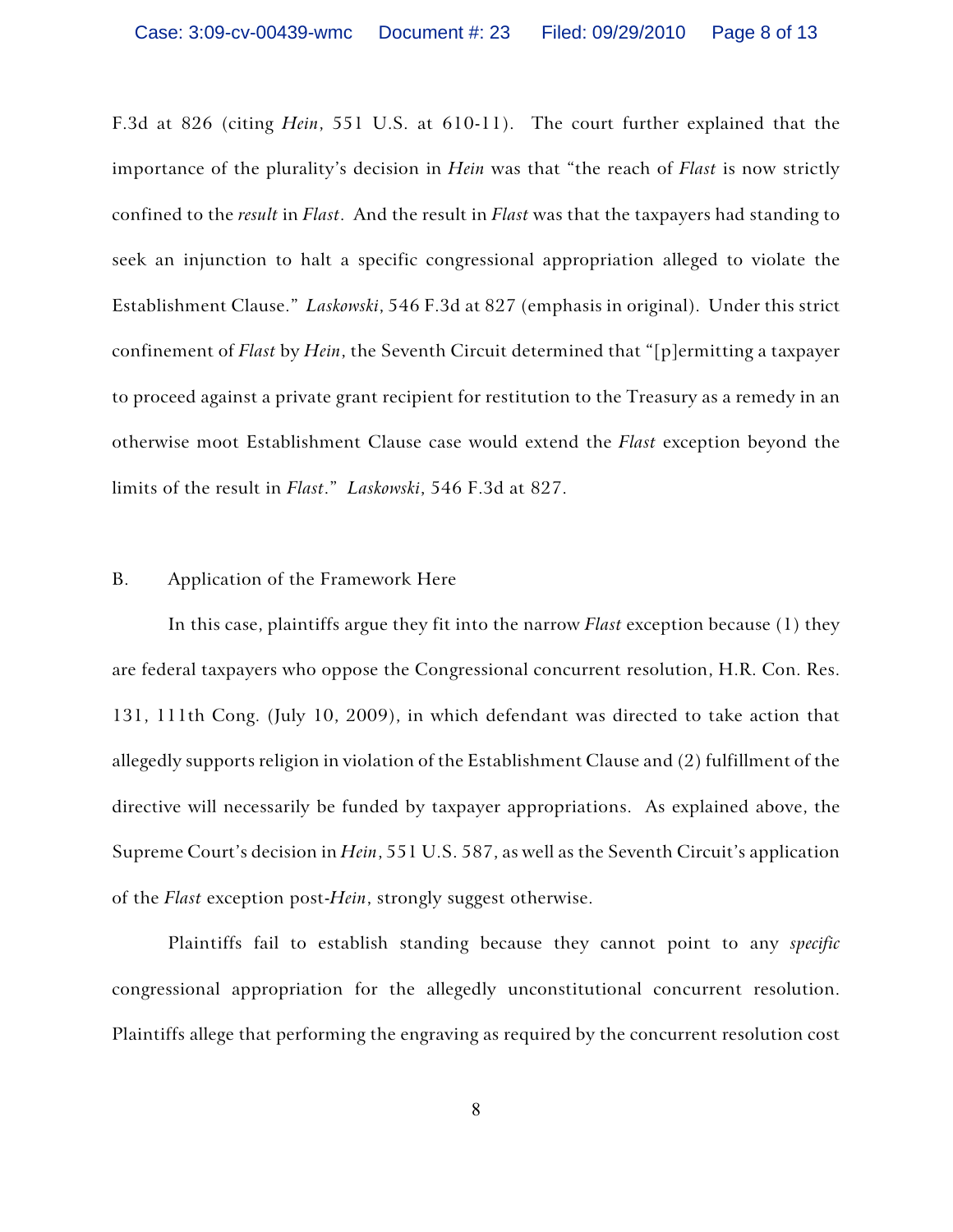F.3d at 826 (citing *Hein*, 551 U.S. at 610-11). The court further explained that the importance of the plurality's decision in *Hein* was that "the reach of *Flast* is now strictly confined to the *result* in *Flast*. And the result in *Flast* was that the taxpayers had standing to seek an injunction to halt a specific congressional appropriation alleged to violate the Establishment Clause." *Laskowski*, 546 F.3d at 827 (emphasis in original). Under this strict confinement of *Flast* by *Hein*, the Seventh Circuit determined that "[p]ermitting a taxpayer to proceed against a private grant recipient for restitution to the Treasury as a remedy in an otherwise moot Establishment Clause case would extend the *Flast* exception beyond the limits of the result in *Flast*." *Laskowski*, 546 F.3d at 827.

B. Application of the Framework Here

In this case, plaintiffs argue they fit into the narrow *Flast* exception because (1) they are federal taxpayers who oppose the Congressional concurrent resolution, H.R. Con. Res. 131, 111th Cong. (July 10, 2009), in which defendant was directed to take action that allegedly supports religion in violation of the Establishment Clause and (2) fulfillment of the directive will necessarily be funded by taxpayer appropriations. As explained above, the Supreme Court's decision in *Hein*, 551 U.S. 587, as well as the Seventh Circuit's application of the *Flast* exception post-*Hein*, strongly suggest otherwise.

Plaintiffs fail to establish standing because they cannot point to any *specific* congressional appropriation for the allegedly unconstitutional concurrent resolution. Plaintiffs allege that performing the engraving as required by the concurrent resolution cost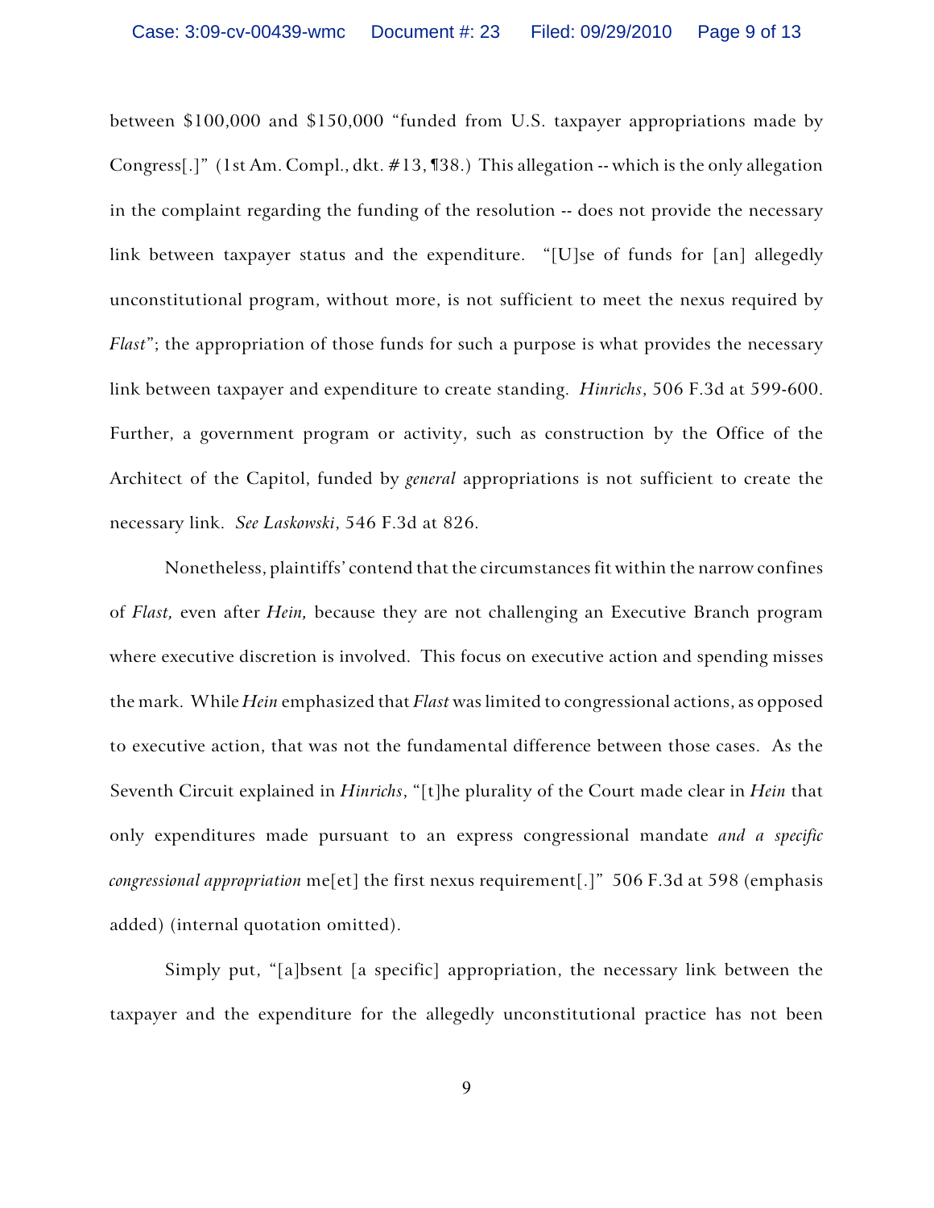between $100,000 and $150,000 "funded from U.S. taxpayer appropriations made by Congress[.]" (1st Am. Compl., dkt. #13, ¶38.) This allegation -- which is the only allegation in the complaint regarding the funding of the resolution -- does not provide the necessary link between taxpayer status and the expenditure. "[U]se of funds for [an] allegedly unconstitutional program, without more, is not sufficient to meet the nexus required by *Flast*"; the appropriation of those funds for such a purpose is what provides the necessary link between taxpayer and expenditure to create standing. *Hinrichs*, 506 F.3d at 599-600. Further, a government program or activity, such as construction by the Office of the Architect of the Capitol, funded by *general* appropriations is not sufficient to create the necessary link. *See Laskowski*, 546 F.3d at 826.

Nonetheless, plaintiffs' contend that the circumstances fit within the narrow confines of *Flast,* even after *Hein,* because they are not challenging an Executive Branch program where executive discretion is involved. This focus on executive action and spending misses the mark. While *Hein* emphasized that *Flast* was limited to congressional actions, as opposed to executive action, that was not the fundamental difference between those cases. As the Seventh Circuit explained in *Hinrichs*, "[t]he plurality of the Court made clear in *Hein* that only expenditures made pursuant to an express congressional mandate *and a specific congressional appropriation* me[et] the first nexus requirement[.]" 506 F.3d at 598 (emphasis added) (internal quotation omitted).

Simply put, "[a]bsent [a specific] appropriation, the necessary link between the taxpayer and the expenditure for the allegedly unconstitutional practice has not been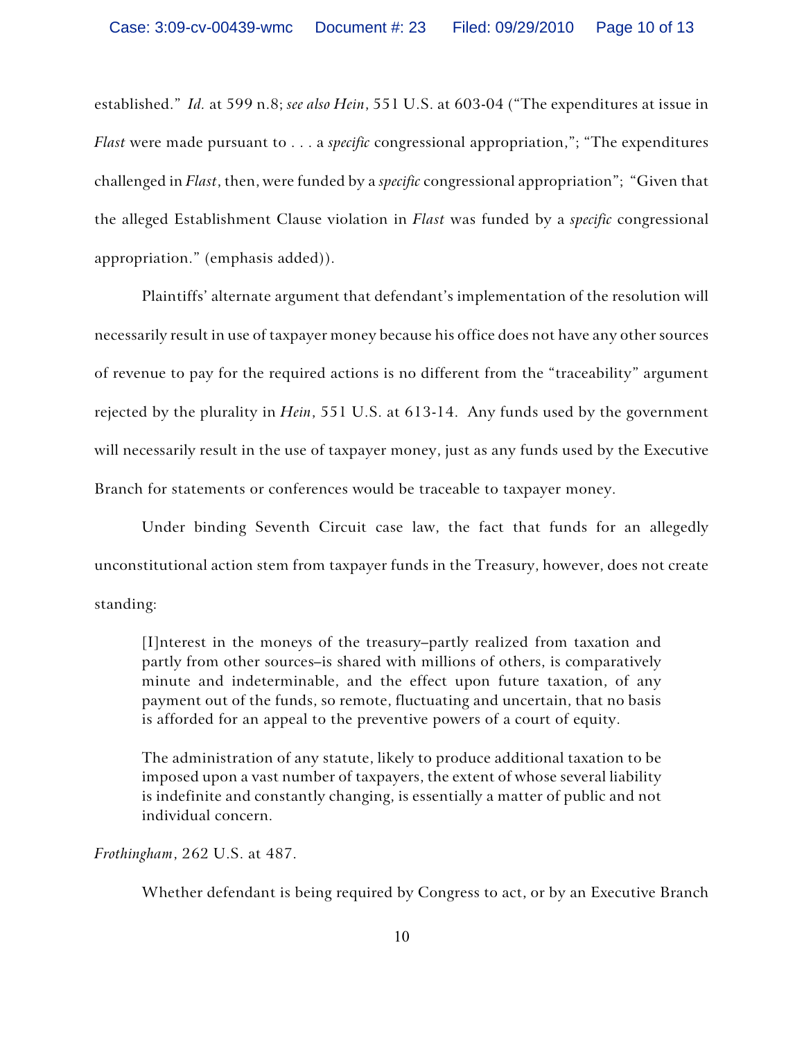established." *Id.* at 599 n.8; *see also Hein*, 551 U.S. at 603-04 ("The expenditures at issue in *Flast* were made pursuant to . . . a *specific* congressional appropriation,"; "The expenditures challenged in *Flast*, then, were funded by a *specific* congressional appropriation"; "Given that the alleged Establishment Clause violation in *Flast* was funded by a *specific* congressional appropriation." (emphasis added)).

Plaintiffs' alternate argument that defendant's implementation of the resolution will necessarily result in use of taxpayer money because his office does not have any other sources of revenue to pay for the required actions is no different from the "traceability" argument rejected by the plurality in *Hein*, 551 U.S. at 613-14. Any funds used by the government will necessarily result in the use of taxpayer money, just as any funds used by the Executive Branch for statements or conferences would be traceable to taxpayer money.

Under binding Seventh Circuit case law, the fact that funds for an allegedly unconstitutional action stem from taxpayer funds in the Treasury, however, does not create standing:

> [I]nterest in the moneys of the treasury–partly realized from taxation and partly from other sources–is shared with millions of others, is comparatively minute and indeterminable, and the effect upon future taxation, of any payment out of the funds, so remote, fluctuating and uncertain, that no basis is afforded for an appeal to the preventive powers of a court of equity.
>
> The administration of any statute, likely to produce additional taxation to be imposed upon a vast number of taxpayers, the extent of whose several liability is indefinite and constantly changing, is essentially a matter of public and not individual concern.

*Frothingham*, 262 U.S. at 487.

Whether defendant is being required by Congress to act, or by an Executive Branch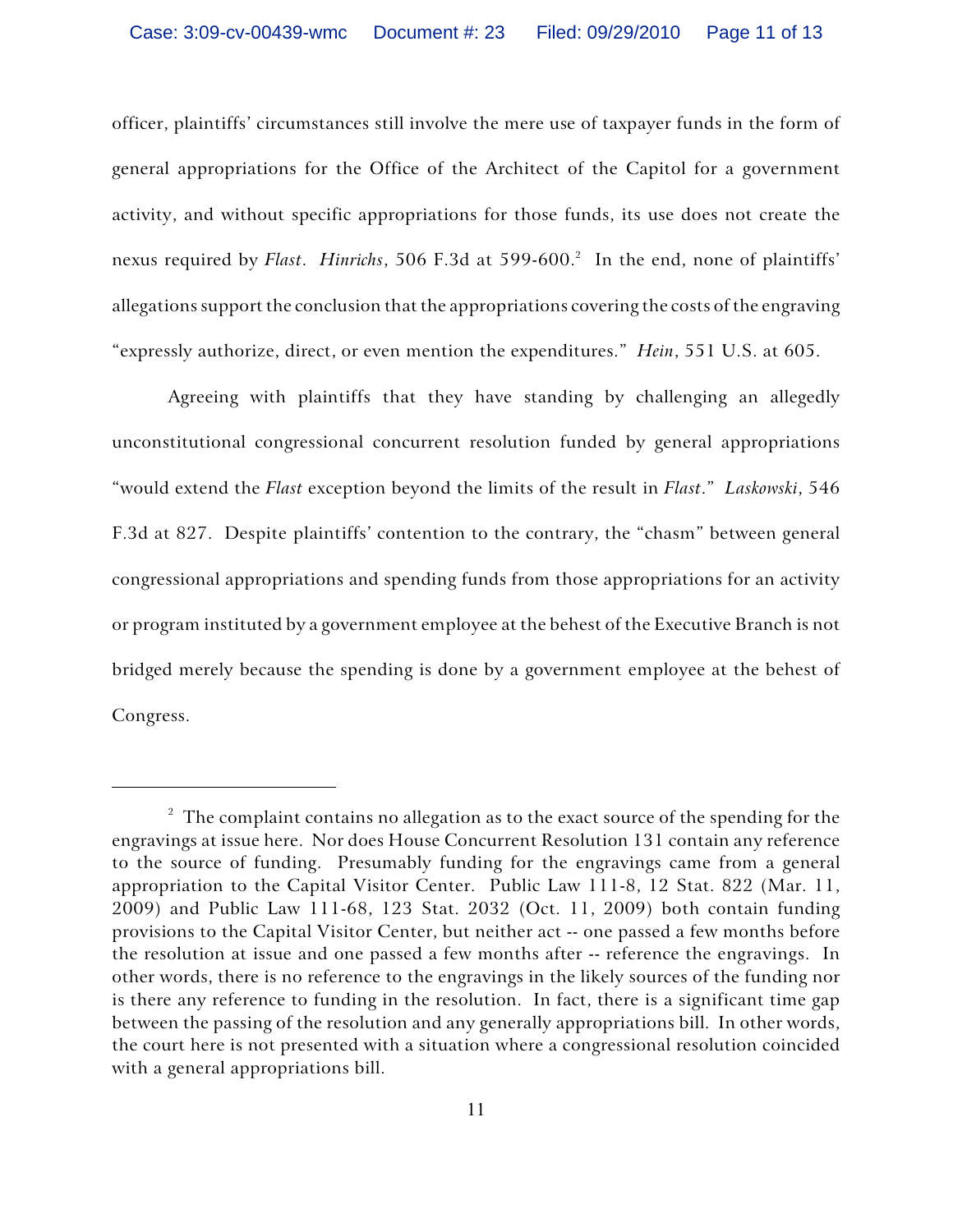officer, plaintiffs' circumstances still involve the mere use of taxpayer funds in the form of general appropriations for the Office of the Architect of the Capitol for a government activity, and without specific appropriations for those funds, its use does not create the nexus required by *Flast*. *Hinrichs*, 506 F.3d at 599-600.[2] In the end, none of plaintiffs' allegations support the conclusion that the appropriations covering the costs of the engraving "expressly authorize, direct, or even mention the expenditures." *Hein*, 551 U.S. at 605.

Agreeing with plaintiffs that they have standing by challenging an allegedly unconstitutional congressional concurrent resolution funded by general appropriations "would extend the *Flast* exception beyond the limits of the result in *Flast*." *Laskowski*, 546 F.3d at 827. Despite plaintiffs' contention to the contrary, the "chasm" between general congressional appropriations and spending funds from those appropriations for an activity or program instituted by a government employee at the behest of the Executive Branch is not bridged merely because the spending is done by a government employee at the behest of Congress.

---

[2] The complaint contains no allegation as to the exact source of the spending for the engravings at issue here. Nor does House Concurrent Resolution 131 contain any reference to the source of funding. Presumably funding for the engravings came from a general appropriation to the Capital Visitor Center. Public Law 111-8, 12 Stat. 822 (Mar. 11, 2009) and Public Law 111-68, 123 Stat. 2032 (Oct. 11, 2009) both contain funding provisions to the Capital Visitor Center, but neither act -- one passed a few months before the resolution at issue and one passed a few months after -- reference the engravings. In other words, there is no reference to the engravings in the likely sources of the funding nor is there any reference to funding in the resolution. In fact, there is a significant time gap between the passing of the resolution and any generally appropriations bill. In other words, the court here is not presented with a situation where a congressional resolution coincided with a general appropriations bill.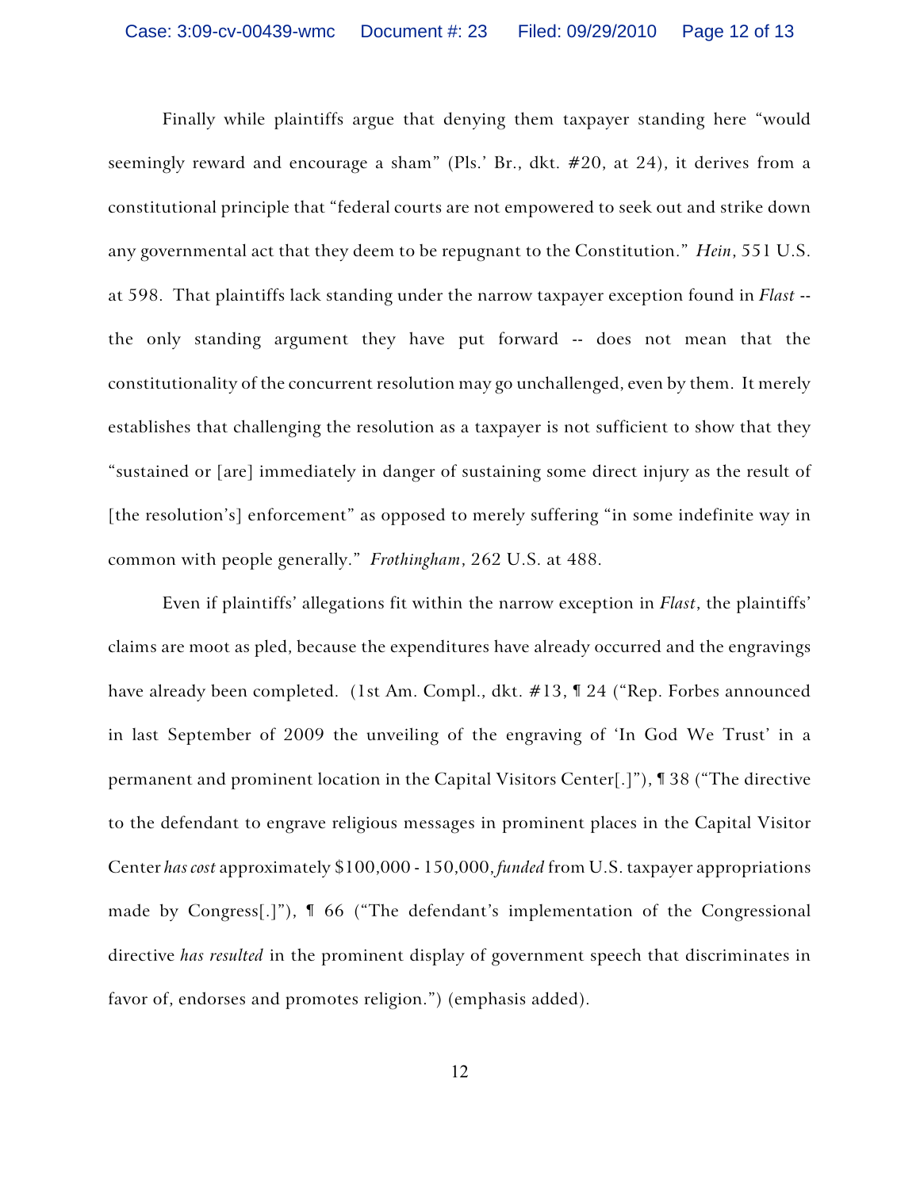Finally while plaintiffs argue that denying them taxpayer standing here "would seemingly reward and encourage a sham" (Pls.' Br., dkt. #20, at 24), it derives from a constitutional principle that "federal courts are not empowered to seek out and strike down any governmental act that they deem to be repugnant to the Constitution." *Hein*, 551 U.S. at 598. That plaintiffs lack standing under the narrow taxpayer exception found in *Flast* -- the only standing argument they have put forward -- does not mean that the constitutionality of the concurrent resolution may go unchallenged, even by them. It merely establishes that challenging the resolution as a taxpayer is not sufficient to show that they "sustained or [are] immediately in danger of sustaining some direct injury as the result of [the resolution's] enforcement" as opposed to merely suffering "in some indefinite way in common with people generally." *Frothingham*, 262 U.S. at 488.

Even if plaintiffs' allegations fit within the narrow exception in *Flast*, the plaintiffs' claims are moot as pled, because the expenditures have already occurred and the engravings have already been completed. (1st Am. Compl., dkt. #13, ¶ 24 ("Rep. Forbes announced in last September of 2009 the unveiling of the engraving of 'In God We Trust' in a permanent and prominent location in the Capital Visitors Center[.]"), ¶ 38 ("The directive to the defendant to engrave religious messages in prominent places in the Capital Visitor Center *has cost* approximately $100,000 - 150,000, *funded* from U.S. taxpayer appropriations made by Congress[.]"), ¶ 66 ("The defendant's implementation of the Congressional directive *has resulted* in the prominent display of government speech that discriminates in favor of, endorses and promotes religion.") (emphasis added).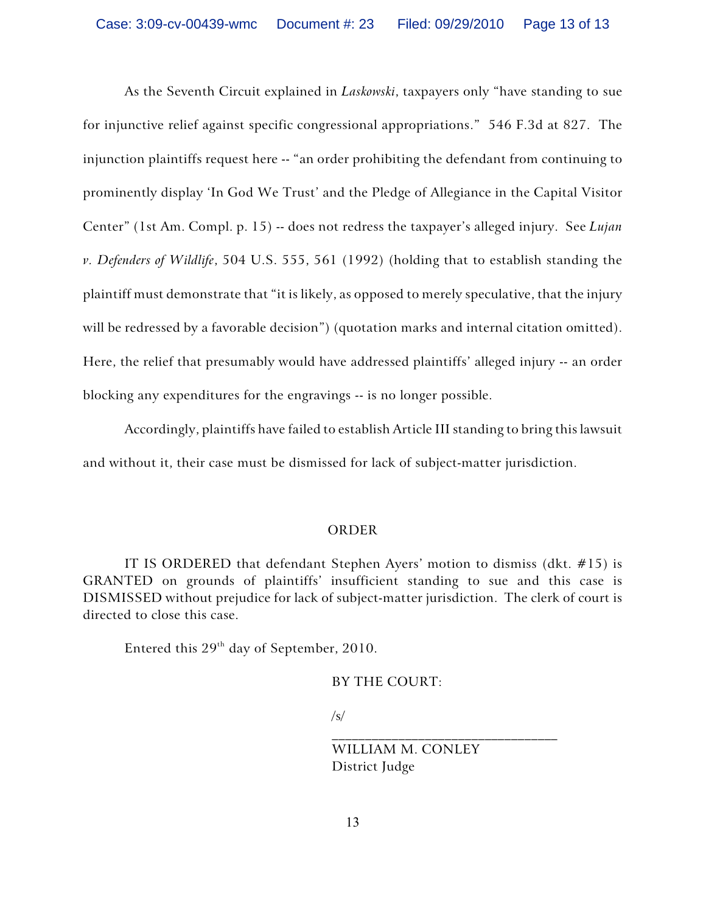As the Seventh Circuit explained in *Laskowski*, taxpayers only "have standing to sue for injunctive relief against specific congressional appropriations." 546 F.3d at 827. The injunction plaintiffs request here -- "an order prohibiting the defendant from continuing to prominently display 'In God We Trust' and the Pledge of Allegiance in the Capital Visitor Center" (1st Am. Compl. p. 15) -- does not redress the taxpayer's alleged injury. See *Lujan v. Defenders of Wildlife*, 504 U.S. 555, 561 (1992) (holding that to establish standing the plaintiff must demonstrate that "it is likely, as opposed to merely speculative, that the injury will be redressed by a favorable decision") (quotation marks and internal citation omitted). Here, the relief that presumably would have addressed plaintiffs' alleged injury -- an order blocking any expenditures for the engravings -- is no longer possible.

Accordingly, plaintiffs have failed to establish Article III standing to bring this lawsuit and without it, their case must be dismissed for lack of subject-matter jurisdiction.

## ORDER

IT IS ORDERED that defendant Stephen Ayers' motion to dismiss (dkt. #15) is GRANTED on grounds of plaintiffs' insufficient standing to sue and this case is DISMISSED without prejudice for lack of subject-matter jurisdiction. The clerk of court is directed to close this case.

Entered this 29th day of September, 2010.

BY THE COURT:

/s/

WILLIAM M. CONLEY
District Judge